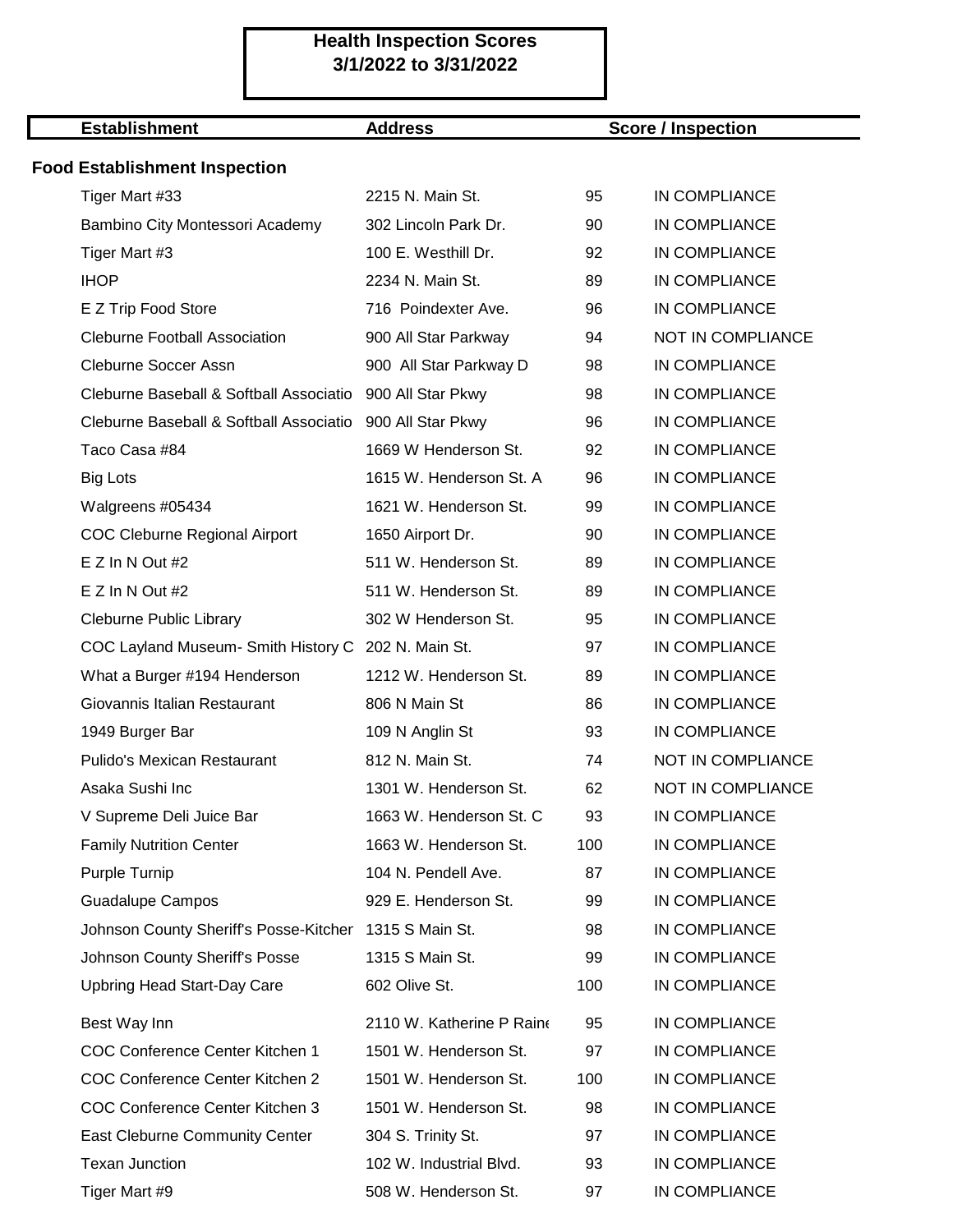# Health Inspection Scores
## 3/1/2022 to 3/31/2022

| Establishment | Address | Score / Inspection | |
|---|---|---|---|
| **Food Establishment Inspection** | | | |
| Tiger Mart #33 | 2215 N. Main St. | 95 | IN COMPLIANCE |
| Bambino City Montessori Academy | 302 Lincoln Park Dr. | 90 | IN COMPLIANCE |
| Tiger Mart #3 | 100 E. Westhill Dr. | 92 | IN COMPLIANCE |
| IHOP | 2234 N. Main St. | 89 | IN COMPLIANCE |
| E Z Trip Food Store | 716 Poindexter Ave. | 96 | IN COMPLIANCE |
| Cleburne Football Association | 900 All Star Parkway | 94 | NOT IN COMPLIANCE |
| Cleburne Soccer Assn | 900 All Star Parkway D | 98 | IN COMPLIANCE |
| Cleburne Baseball & Softball Associatio | 900 All Star Pkwy | 98 | IN COMPLIANCE |
| Cleburne Baseball & Softball Associatio | 900 All Star Pkwy | 96 | IN COMPLIANCE |
| Taco Casa #84 | 1669 W Henderson St. | 92 | IN COMPLIANCE |
| Big Lots | 1615 W. Henderson St. A | 96 | IN COMPLIANCE |
| Walgreens #05434 | 1621 W. Henderson St. | 99 | IN COMPLIANCE |
| COC Cleburne Regional Airport | 1650 Airport Dr. | 90 | IN COMPLIANCE |
| E Z In N Out #2 | 511 W. Henderson St. | 89 | IN COMPLIANCE |
| E Z In N Out #2 | 511 W. Henderson St. | 89 | IN COMPLIANCE |
| Cleburne Public Library | 302 W Henderson St. | 95 | IN COMPLIANCE |
| COC Layland Museum- Smith History C | 202 N. Main St. | 97 | IN COMPLIANCE |
| What a Burger #194 Henderson | 1212 W. Henderson St. | 89 | IN COMPLIANCE |
| Giovannis Italian Restaurant | 806 N Main St | 86 | IN COMPLIANCE |
| 1949 Burger Bar | 109 N Anglin St | 93 | IN COMPLIANCE |
| Pulido's Mexican Restaurant | 812 N. Main St. | 74 | NOT IN COMPLIANCE |
| Asaka Sushi Inc | 1301 W. Henderson St. | 62 | NOT IN COMPLIANCE |
| V Supreme Deli Juice Bar | 1663 W. Henderson St. C | 93 | IN COMPLIANCE |
| Family Nutrition Center | 1663 W. Henderson St. | 100 | IN COMPLIANCE |
| Purple Turnip | 104 N. Pendell Ave. | 87 | IN COMPLIANCE |
| Guadalupe Campos | 929 E. Henderson St. | 99 | IN COMPLIANCE |
| Johnson County Sheriff's Posse-Kitchen | 1315 S Main St. | 98 | IN COMPLIANCE |
| Johnson County Sheriff's Posse | 1315 S Main St. | 99 | IN COMPLIANCE |
| Upbring Head Start-Day Care | 602 Olive St. | 100 | IN COMPLIANCE |
| Best Way Inn | 2110 W. Katherine P Raine | 95 | IN COMPLIANCE |
| COC Conference Center Kitchen 1 | 1501 W. Henderson St. | 97 | IN COMPLIANCE |
| COC Conference Center Kitchen 2 | 1501 W. Henderson St. | 100 | IN COMPLIANCE |
| COC Conference Center Kitchen 3 | 1501 W. Henderson St. | 98 | IN COMPLIANCE |
| East Cleburne Community Center | 304 S. Trinity St. | 97 | IN COMPLIANCE |
| Texan Junction | 102 W. Industrial Blvd. | 93 | IN COMPLIANCE |
| Tiger Mart #9 | 508 W. Henderson St. | 97 | IN COMPLIANCE |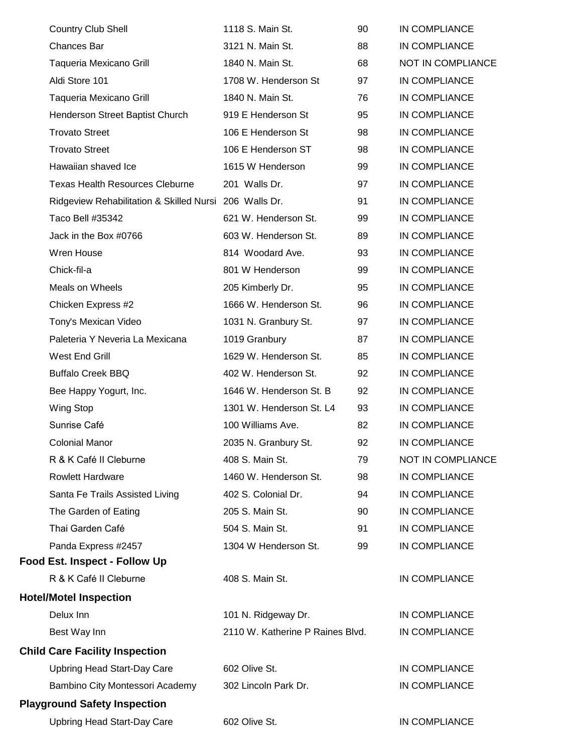| | | | |
|---|---|---|---|
| Country Club Shell | 1118 S. Main St. | 90 | IN COMPLIANCE |
| Chances Bar | 3121 N. Main St. | 88 | IN COMPLIANCE |
| Taqueria Mexicano Grill | 1840 N. Main St. | 68 | NOT IN COMPLIANCE |
| Aldi Store 101 | 1708 W. Henderson St | 97 | IN COMPLIANCE |
| Taqueria Mexicano Grill | 1840 N. Main St. | 76 | IN COMPLIANCE |
| Henderson Street Baptist Church | 919 E Henderson St | 95 | IN COMPLIANCE |
| Trovato Street | 106 E Henderson St | 98 | IN COMPLIANCE |
| Trovato Street | 106 E Henderson ST | 98 | IN COMPLIANCE |
| Hawaiian shaved Ice | 1615 W Henderson | 99 | IN COMPLIANCE |
| Texas Health Resources Cleburne | 201 Walls Dr. | 97 | IN COMPLIANCE |
| Ridgeview Rehabilitation & Skilled Nursi | 206 Walls Dr. | 91 | IN COMPLIANCE |
| Taco Bell #35342 | 621 W. Henderson St. | 99 | IN COMPLIANCE |
| Jack in the Box #0766 | 603 W. Henderson St. | 89 | IN COMPLIANCE |
| Wren House | 814 Woodard Ave. | 93 | IN COMPLIANCE |
| Chick-fil-a | 801 W Henderson | 99 | IN COMPLIANCE |
| Meals on Wheels | 205 Kimberly Dr. | 95 | IN COMPLIANCE |
| Chicken Express #2 | 1666 W. Henderson St. | 96 | IN COMPLIANCE |
| Tony's Mexican Video | 1031 N. Granbury St. | 97 | IN COMPLIANCE |
| Paleteria Y Neveria La Mexicana | 1019 Granbury | 87 | IN COMPLIANCE |
| West End Grill | 1629 W. Henderson St. | 85 | IN COMPLIANCE |
| Buffalo Creek BBQ | 402 W. Henderson St. | 92 | IN COMPLIANCE |
| Bee Happy Yogurt, Inc. | 1646 W. Henderson St. B | 92 | IN COMPLIANCE |
| Wing Stop | 1301 W. Henderson St. L4 | 93 | IN COMPLIANCE |
| Sunrise Café | 100 Williams Ave. | 82 | IN COMPLIANCE |
| Colonial Manor | 2035 N. Granbury St. | 92 | IN COMPLIANCE |
| R & K Café II Cleburne | 408 S. Main St. | 79 | NOT IN COMPLIANCE |
| Rowlett Hardware | 1460 W. Henderson St. | 98 | IN COMPLIANCE |
| Santa Fe Trails Assisted Living | 402 S. Colonial Dr. | 94 | IN COMPLIANCE |
| The Garden of Eating | 205 S. Main St. | 90 | IN COMPLIANCE |
| Thai Garden Café | 504 S. Main St. | 91 | IN COMPLIANCE |
| Panda Express #2457 | 1304 W Henderson St. | 99 | IN COMPLIANCE |

**Food Est. Inspect - Follow Up**

| | | | |
|---|---|---|---|
| R & K Café II Cleburne | 408 S. Main St. | | IN COMPLIANCE |

**Hotel/Motel Inspection**

| | | | |
|---|---|---|---|
| Delux Inn | 101 N. Ridgeway Dr. | | IN COMPLIANCE |
| Best Way Inn | 2110 W. Katherine P Raines Blvd. | | IN COMPLIANCE |

**Child Care Facility Inspection**

| | | | |
|---|---|---|---|
| Upbring Head Start-Day Care | 602 Olive St. | | IN COMPLIANCE |
| Bambino City Montessori Academy | 302 Lincoln Park Dr. | | IN COMPLIANCE |

**Playground Safety Inspection**

| | | | |
|---|---|---|---|
| Upbring Head Start-Day Care | 602 Olive St. | | IN COMPLIANCE |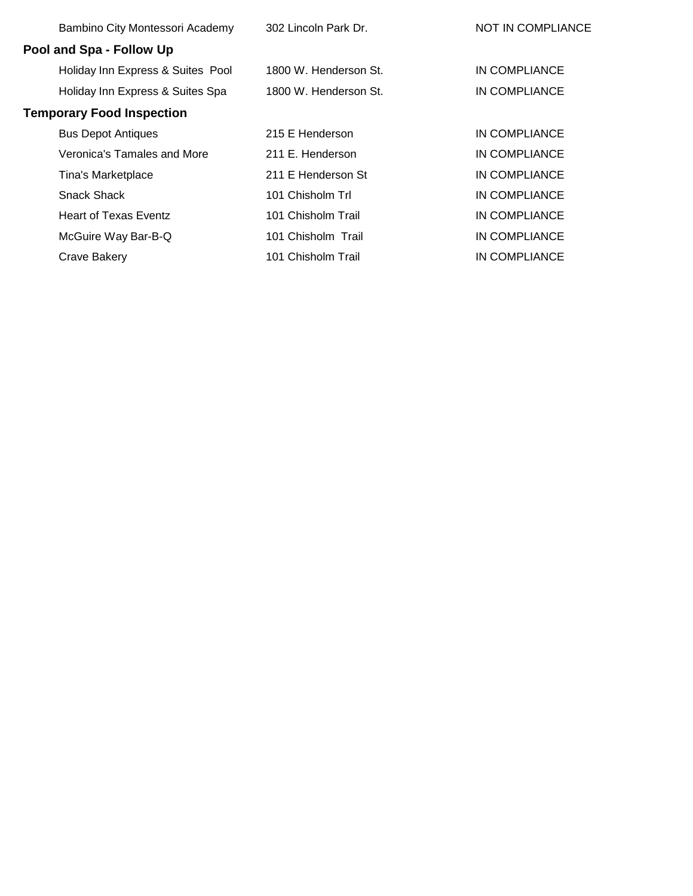| | | |
|---|---|---|
| Bambino City Montessori Academy | 302 Lincoln Park Dr. | NOT IN COMPLIANCE |

**Pool and Spa - Follow Up**

| | | |
|---|---|---|
| Holiday Inn Express & Suites Pool | 1800 W. Henderson St. | IN COMPLIANCE |
| Holiday Inn Express & Suites Spa | 1800 W. Henderson St. | IN COMPLIANCE |

**Temporary Food Inspection**

| | | |
|---|---|---|
| Bus Depot Antiques | 215 E Henderson | IN COMPLIANCE |
| Veronica's Tamales and More | 211 E. Henderson | IN COMPLIANCE |
| Tina's Marketplace | 211 E Henderson St | IN COMPLIANCE |
| Snack Shack | 101 Chisholm Trl | IN COMPLIANCE |
| Heart of Texas Eventz | 101 Chisholm Trail | IN COMPLIANCE |
| McGuire Way Bar-B-Q | 101 Chisholm Trail | IN COMPLIANCE |
| Crave Bakery | 101 Chisholm Trail | IN COMPLIANCE |